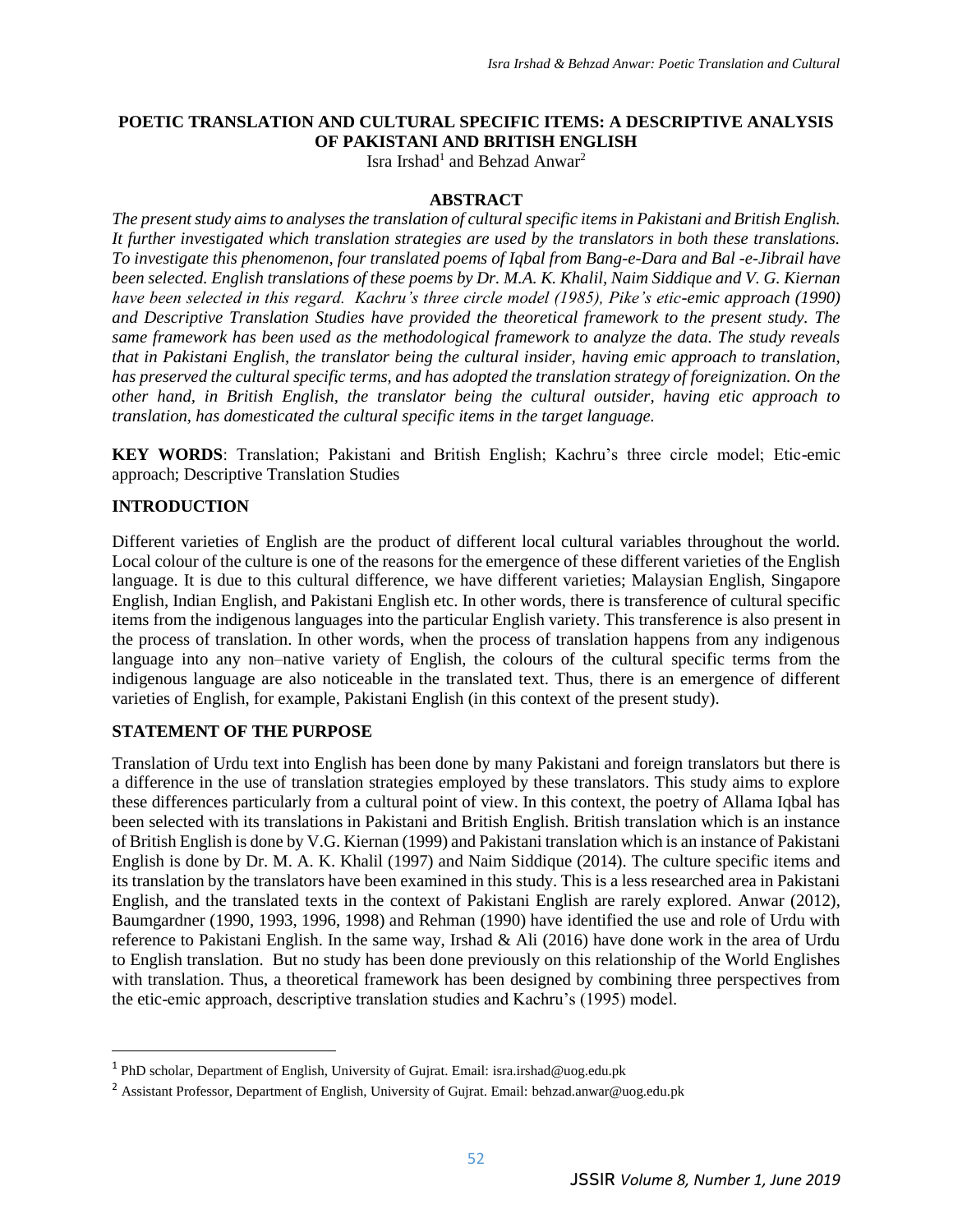# POETIC TRANSLATION AND CULTURAL SPECIFIC ITEMS: A DESCRIPTIVE ANALYSIS OF PAKISTANI AND BRITISH ENGLISH

Isra Irshad[1] and Behzad Anwar[2]

## ABSTRACT

*The present study aims to analyses the translation of cultural specific items in Pakistani and British English. It further investigated which translation strategies are used by the translators in both these translations. To investigate this phenomenon, four translated poems of Iqbal from Bang-e-Dara and Bal -e-Jibrail have been selected. English translations of these poems by Dr. M.A. K. Khalil, Naim Siddique and V. G. Kiernan have been selected in this regard. Kachru's three circle model (1985), Pike's etic-emic approach (1990) and Descriptive Translation Studies have provided the theoretical framework to the present study. The same framework has been used as the methodological framework to analyze the data. The study reveals that in Pakistani English, the translator being the cultural insider, having emic approach to translation, has preserved the cultural specific terms, and has adopted the translation strategy of foreignization. On the other hand, in British English, the translator being the cultural outsider, having etic approach to translation, has domesticated the cultural specific items in the target language.*

**KEY WORDS**: Translation; Pakistani and British English; Kachru's three circle model; Etic-emic approach; Descriptive Translation Studies

## INTRODUCTION

Different varieties of English are the product of different local cultural variables throughout the world. Local colour of the culture is one of the reasons for the emergence of these different varieties of the English language. It is due to this cultural difference, we have different varieties; Malaysian English, Singapore English, Indian English, and Pakistani English etc. In other words, there is transference of cultural specific items from the indigenous languages into the particular English variety. This transference is also present in the process of translation. In other words, when the process of translation happens from any indigenous language into any non–native variety of English, the colours of the cultural specific terms from the indigenous language are also noticeable in the translated text. Thus, there is an emergence of different varieties of English, for example, Pakistani English (in this context of the present study).

## STATEMENT OF THE PURPOSE

Translation of Urdu text into English has been done by many Pakistani and foreign translators but there is a difference in the use of translation strategies employed by these translators. This study aims to explore these differences particularly from a cultural point of view. In this context, the poetry of Allama Iqbal has been selected with its translations in Pakistani and British English. British translation which is an instance of British English is done by V.G. Kiernan (1999) and Pakistani translation which is an instance of Pakistani English is done by Dr. M. A. K. Khalil (1997) and Naim Siddique (2014). The culture specific items and its translation by the translators have been examined in this study. This is a less researched area in Pakistani English, and the translated texts in the context of Pakistani English are rarely explored. Anwar (2012), Baumgardner (1990, 1993, 1996, 1998) and Rehman (1990) have identified the use and role of Urdu with reference to Pakistani English. In the same way, Irshad & Ali (2016) have done work in the area of Urdu to English translation. But no study has been done previously on this relationship of the World Englishes with translation. Thus, a theoretical framework has been designed by combining three perspectives from the etic-emic approach, descriptive translation studies and Kachru's (1995) model.

---

[1] PhD scholar, Department of English, University of Gujrat. Email: isra.irshad@uog.edu.pk

[2] Assistant Professor, Department of English, University of Gujrat. Email: behzad.anwar@uog.edu.pk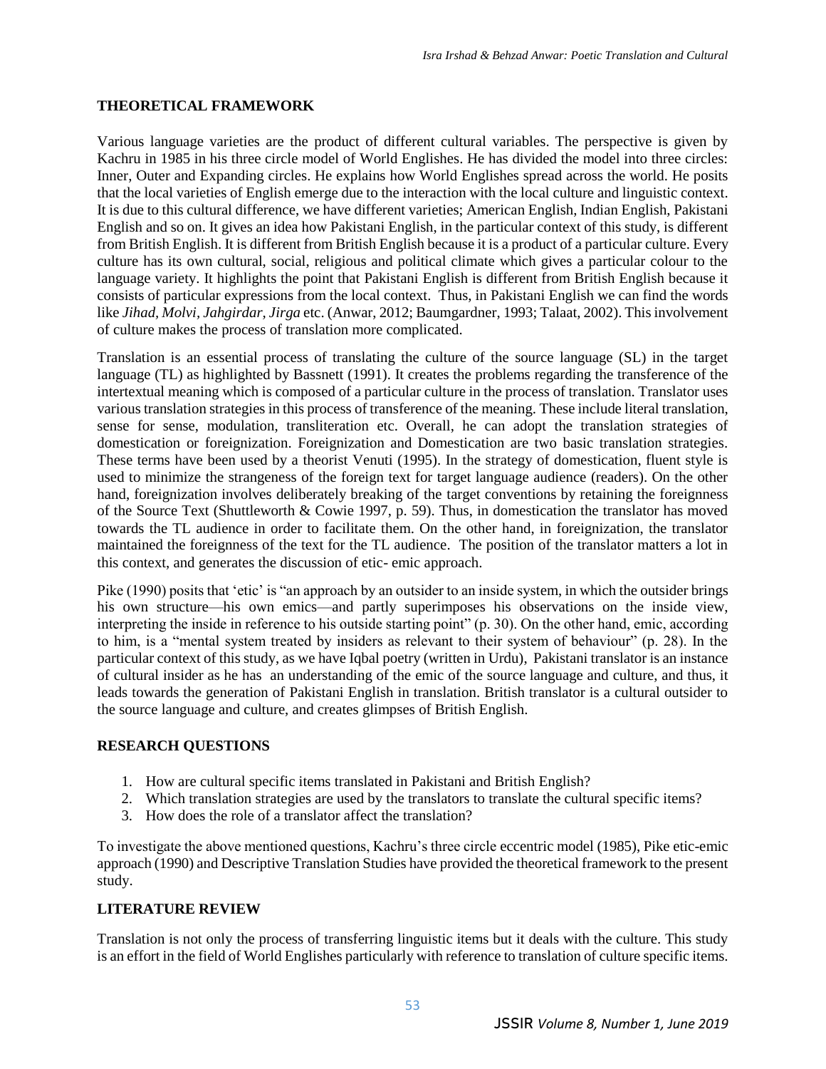## THEORETICAL FRAMEWORK

Various language varieties are the product of different cultural variables. The perspective is given by Kachru in 1985 in his three circle model of World Englishes. He has divided the model into three circles: Inner, Outer and Expanding circles. He explains how World Englishes spread across the world. He posits that the local varieties of English emerge due to the interaction with the local culture and linguistic context. It is due to this cultural difference, we have different varieties; American English, Indian English, Pakistani English and so on. It gives an idea how Pakistani English, in the particular context of this study, is different from British English. It is different from British English because it is a product of a particular culture. Every culture has its own cultural, social, religious and political climate which gives a particular colour to the language variety. It highlights the point that Pakistani English is different from British English because it consists of particular expressions from the local context. Thus, in Pakistani English we can find the words like *Jihad, Molvi, Jahgirdar, Jirga* etc. (Anwar, 2012; Baumgardner, 1993; Talaat, 2002). This involvement of culture makes the process of translation more complicated.

Translation is an essential process of translating the culture of the source language (SL) in the target language (TL) as highlighted by Bassnett (1991). It creates the problems regarding the transference of the intertextual meaning which is composed of a particular culture in the process of translation. Translator uses various translation strategies in this process of transference of the meaning. These include literal translation, sense for sense, modulation, transliteration etc. Overall, he can adopt the translation strategies of domestication or foreignization. Foreignization and Domestication are two basic translation strategies. These terms have been used by a theorist Venuti (1995). In the strategy of domestication, fluent style is used to minimize the strangeness of the foreign text for target language audience (readers). On the other hand, foreignization involves deliberately breaking of the target conventions by retaining the foreignness of the Source Text (Shuttleworth & Cowie 1997, p. 59). Thus, in domestication the translator has moved towards the TL audience in order to facilitate them. On the other hand, in foreignization, the translator maintained the foreignness of the text for the TL audience. The position of the translator matters a lot in this context, and generates the discussion of etic- emic approach.

Pike (1990) posits that 'etic' is "an approach by an outsider to an inside system, in which the outsider brings his own structure—his own emics—and partly superimposes his observations on the inside view, interpreting the inside in reference to his outside starting point" (p. 30). On the other hand, emic, according to him, is a "mental system treated by insiders as relevant to their system of behaviour" (p. 28). In the particular context of this study, as we have Iqbal poetry (written in Urdu), Pakistani translator is an instance of cultural insider as he has an understanding of the emic of the source language and culture, and thus, it leads towards the generation of Pakistani English in translation. British translator is a cultural outsider to the source language and culture, and creates glimpses of British English.

## RESEARCH QUESTIONS

1. How are cultural specific items translated in Pakistani and British English?
2. Which translation strategies are used by the translators to translate the cultural specific items?
3. How does the role of a translator affect the translation?

To investigate the above mentioned questions, Kachru's three circle eccentric model (1985), Pike etic-emic approach (1990) and Descriptive Translation Studies have provided the theoretical framework to the present study.

## LITERATURE REVIEW

Translation is not only the process of transferring linguistic items but it deals with the culture. This study is an effort in the field of World Englishes particularly with reference to translation of culture specific items.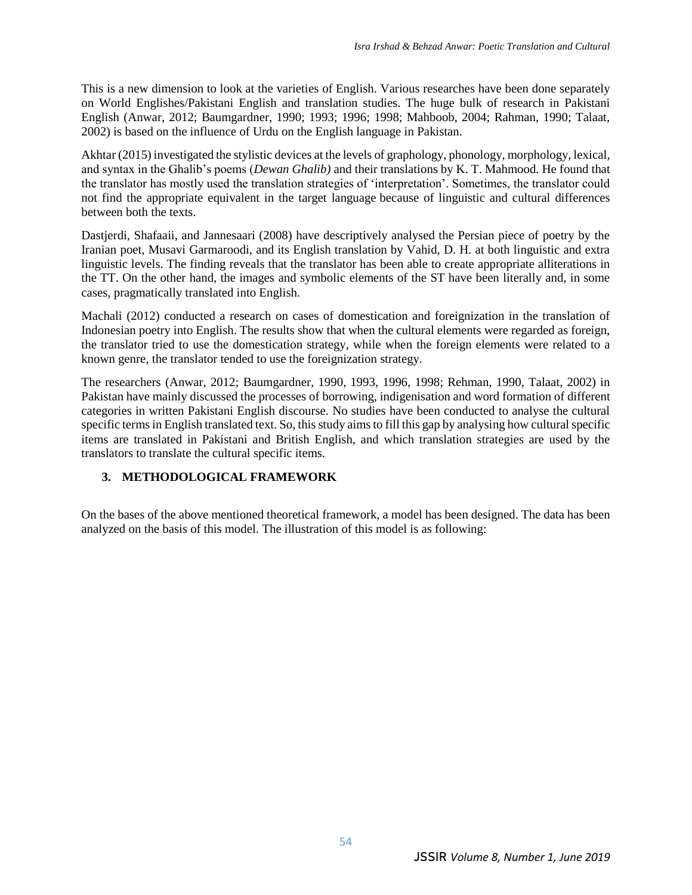This is a new dimension to look at the varieties of English. Various researches have been done separately on World Englishes/Pakistani English and translation studies. The huge bulk of research in Pakistani English (Anwar, 2012; Baumgardner, 1990; 1993; 1996; 1998; Mahboob, 2004; Rahman, 1990; Talaat, 2002) is based on the influence of Urdu on the English language in Pakistan.

Akhtar (2015) investigated the stylistic devices at the levels of graphology, phonology, morphology, lexical, and syntax in the Ghalib's poems (*Dewan Ghalib)* and their translations by K. T. Mahmood. He found that the translator has mostly used the translation strategies of 'interpretation'. Sometimes, the translator could not find the appropriate equivalent in the target language because of linguistic and cultural differences between both the texts.

Dastjerdi, Shafaaii, and Jannesaari (2008) have descriptively analysed the Persian piece of poetry by the Iranian poet, Musavi Garmaroodi, and its English translation by Vahid, D. H. at both linguistic and extra linguistic levels. The finding reveals that the translator has been able to create appropriate alliterations in the TT. On the other hand, the images and symbolic elements of the ST have been literally and, in some cases, pragmatically translated into English.

Machali (2012) conducted a research on cases of domestication and foreignization in the translation of Indonesian poetry into English. The results show that when the cultural elements were regarded as foreign, the translator tried to use the domestication strategy, while when the foreign elements were related to a known genre, the translator tended to use the foreignization strategy.

The researchers (Anwar, 2012; Baumgardner, 1990, 1993, 1996, 1998; Rehman, 1990, Talaat, 2002) in Pakistan have mainly discussed the processes of borrowing, indigenisation and word formation of different categories in written Pakistani English discourse. No studies have been conducted to analyse the cultural specific terms in English translated text. So, this study aims to fill this gap by analysing how cultural specific items are translated in Pakistani and British English, and which translation strategies are used by the translators to translate the cultural specific items.

## 3. METHODOLOGICAL FRAMEWORK

On the bases of the above mentioned theoretical framework, a model has been designed. The data has been analyzed on the basis of this model. The illustration of this model is as following: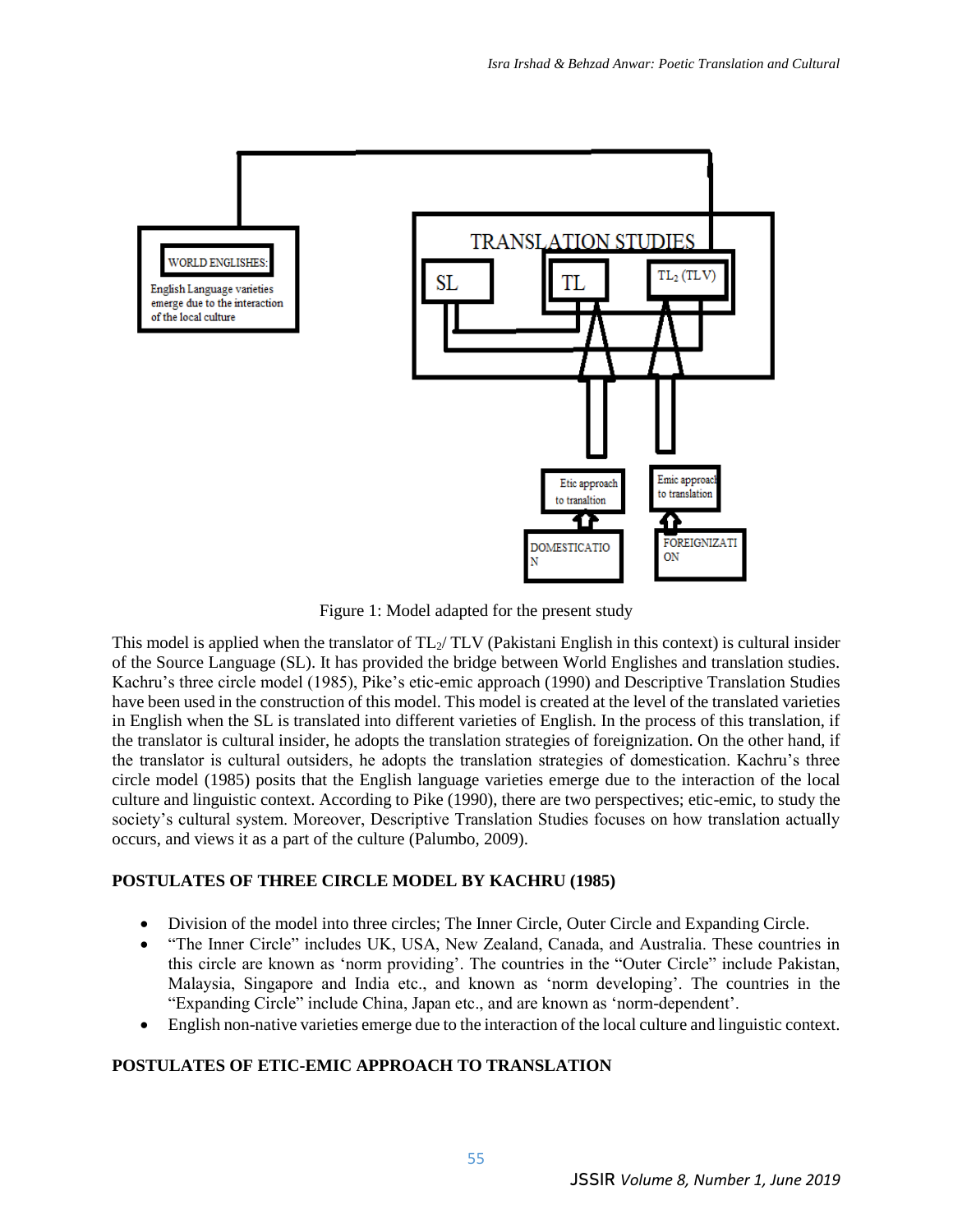Figure 1: Model adapted for the present study

This model is applied when the translator of $TL_2$/ TLV (Pakistani English in this context) is cultural insider of the Source Language (SL). It has provided the bridge between World Englishes and translation studies. Kachru's three circle model (1985), Pike's etic-emic approach (1990) and Descriptive Translation Studies have been used in the construction of this model. This model is created at the level of the translated varieties in English when the SL is translated into different varieties of English. In the process of this translation, if the translator is cultural insider, he adopts the translation strategies of foreignization. On the other hand, if the translator is cultural outsiders, he adopts the translation strategies of domestication. Kachru's three circle model (1985) posits that the English language varieties emerge due to the interaction of the local culture and linguistic context. According to Pike (1990), there are two perspectives; etic-emic, to study the society's cultural system. Moreover, Descriptive Translation Studies focuses on how translation actually occurs, and views it as a part of the culture (Palumbo, 2009).

## POSTULATES OF THREE CIRCLE MODEL BY KACHRU (1985)

- Division of the model into three circles; The Inner Circle, Outer Circle and Expanding Circle.
- "The Inner Circle" includes UK, USA, New Zealand, Canada, and Australia. These countries in this circle are known as 'norm providing'. The countries in the "Outer Circle" include Pakistan, Malaysia, Singapore and India etc., and known as 'norm developing'. The countries in the "Expanding Circle" include China, Japan etc., and are known as 'norm-dependent'.
- English non-native varieties emerge due to the interaction of the local culture and linguistic context.

## POSTULATES OF ETIC-EMIC APPROACH TO TRANSLATION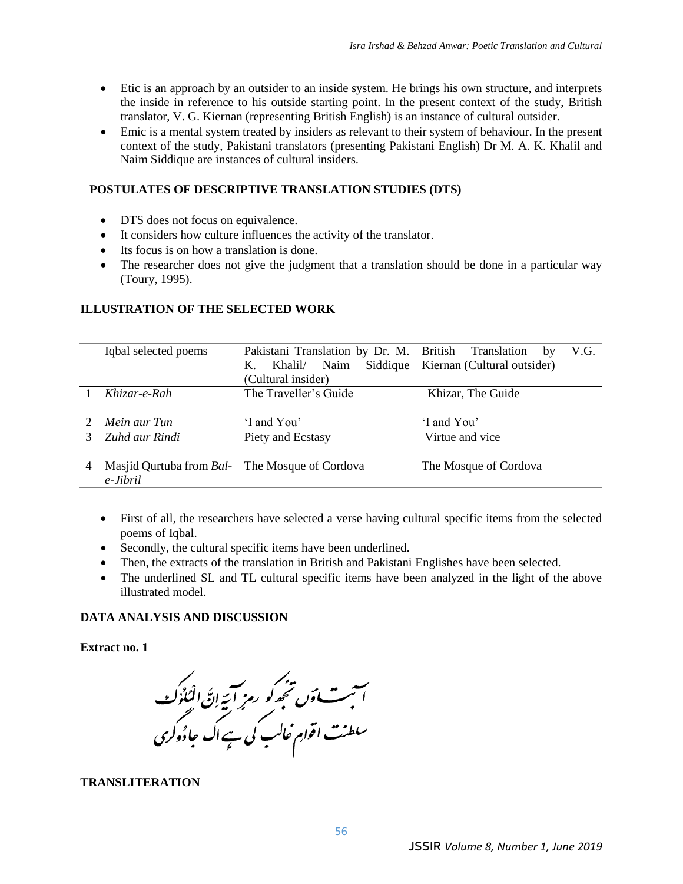- Etic is an approach by an outsider to an inside system. He brings his own structure, and interprets the inside in reference to his outside starting point. In the present context of the study, British translator, V. G. Kiernan (representing British English) is an instance of cultural outsider.
- Emic is a mental system treated by insiders as relevant to their system of behaviour. In the present context of the study, Pakistani translators (presenting Pakistani English) Dr M. A. K. Khalil and Naim Siddique are instances of cultural insiders.

## POSTULATES OF DESCRIPTIVE TRANSLATION STUDIES (DTS)

- DTS does not focus on equivalence.
- It considers how culture influences the activity of the translator.
- Its focus is on how a translation is done.
- The researcher does not give the judgment that a translation should be done in a particular way (Toury, 1995).

## ILLUSTRATION OF THE SELECTED WORK

| | Iqbal selected poems | Pakistani Translation by Dr. M. K. Khalil/ Naim Siddique (Cultural insider) | British Translation by V.G. Kiernan (Cultural outsider) |
|---|---|---|---|
| 1 | *Khizar-e-Rah* | The Traveller's Guide | Khizar, The Guide |
| 2 | *Mein aur Tun* | 'I and You' | 'I and You' |
| 3 | *Zuhd aur Rindi* | Piety and Ecstasy | Virtue and vice |
| 4 | Masjid Qurtuba from *Bal-e-Jibril* | The Mosque of Cordova | The Mosque of Cordova |

- First of all, the researchers have selected a verse having cultural specific items from the selected poems of Iqbal.
- Secondly, the cultural specific items have been underlined.
- Then, the extracts of the translation in British and Pakistani Englishes have been selected.
- The underlined SL and TL cultural specific items have been analyzed in the light of the above illustrated model.

## DATA ANALYSIS AND DISCUSSION

**Extract no. 1**

آ بتاؤں تجھ کو رمزِ آیۂ اِنَّ المُلُوک
سلطنت اقوامِ غالب کی ہے اک جادُوگری

**TRANSLITERATION**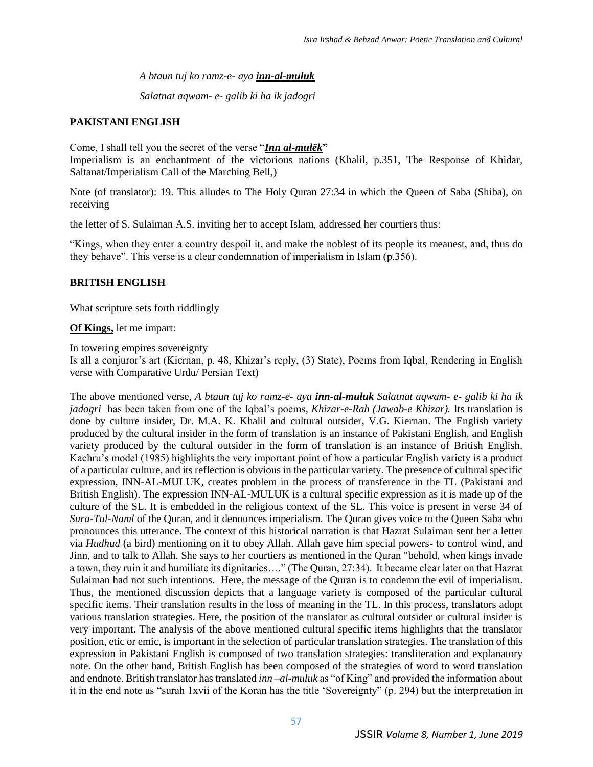*A btaun tuj ko ramz-e- aya **inn-al-muluk***

*Salatnat aqwam- e- galib ki ha ik jadogri*

**PAKISTANI ENGLISH**

Come, I shall tell you the secret of the verse "***Inn al-mulëk***"
Imperialism is an enchantment of the victorious nations (Khalil, p.351, The Response of Khidar, Saltanat/Imperialism Call of the Marching Bell,)

Note (of translator): 19. This alludes to The Holy Quran 27:34 in which the Queen of Saba (Shiba), on receiving

the letter of S. Sulaiman A.S. inviting her to accept Islam, addressed her courtiers thus:

"Kings, when they enter a country despoil it, and make the noblest of its people its meanest, and, thus do they behave". This verse is a clear condemnation of imperialism in Islam (p.356).

**BRITISH ENGLISH**

What scripture sets forth riddlingly

**Of Kings,** let me impart:

In towering empires sovereignty
Is all a conjuror's art (Kiernan, p. 48, Khizar's reply, (3) State), Poems from Iqbal, Rendering in English verse with Comparative Urdu/ Persian Text)

The above mentioned verse, *A btaun tuj ko ramz-e- aya **inn-al-muluk** Salatnat aqwam- e- galib ki ha ik jadogri* has been taken from one of the Iqbal's poems, *Khizar-e-Rah (Jawab-e Khizar).* Its translation is done by culture insider, Dr. M.A. K. Khalil and cultural outsider, V.G. Kiernan. The English variety produced by the cultural insider in the form of translation is an instance of Pakistani English, and English variety produced by the cultural outsider in the form of translation is an instance of British English. Kachru's model (1985) highlights the very important point of how a particular English variety is a product of a particular culture, and its reflection is obvious in the particular variety. The presence of cultural specific expression, INN-AL-MULUK, creates problem in the process of transference in the TL (Pakistani and British English). The expression INN-AL-MULUK is a cultural specific expression as it is made up of the culture of the SL. It is embedded in the religious context of the SL. This voice is present in verse 34 of *Sura-Tul-Naml* of the Quran, and it denounces imperialism. The Quran gives voice to the Queen Saba who pronounces this utterance. The context of this historical narration is that Hazrat Sulaiman sent her a letter via *Hudhud* (a bird) mentioning on it to obey Allah. Allah gave him special powers- to control wind, and Jinn, and to talk to Allah. She says to her courtiers as mentioned in the Quran "behold, when kings invade a town, they ruin it and humiliate its dignitaries…." (The Quran, 27:34). It became clear later on that Hazrat Sulaiman had not such intentions. Here, the message of the Quran is to condemn the evil of imperialism. Thus, the mentioned discussion depicts that a language variety is composed of the particular cultural specific items. Their translation results in the loss of meaning in the TL. In this process, translators adopt various translation strategies. Here, the position of the translator as cultural outsider or cultural insider is very important. The analysis of the above mentioned cultural specific items highlights that the translator position, etic or emic, is important in the selection of particular translation strategies. The translation of this expression in Pakistani English is composed of two translation strategies: transliteration and explanatory note. On the other hand, British English has been composed of the strategies of word to word translation and endnote. British translator has translated *inn –al-muluk* as "of King" and provided the information about it in the end note as "surah 1xvii of the Koran has the title 'Sovereignty" (p. 294) but the interpretation in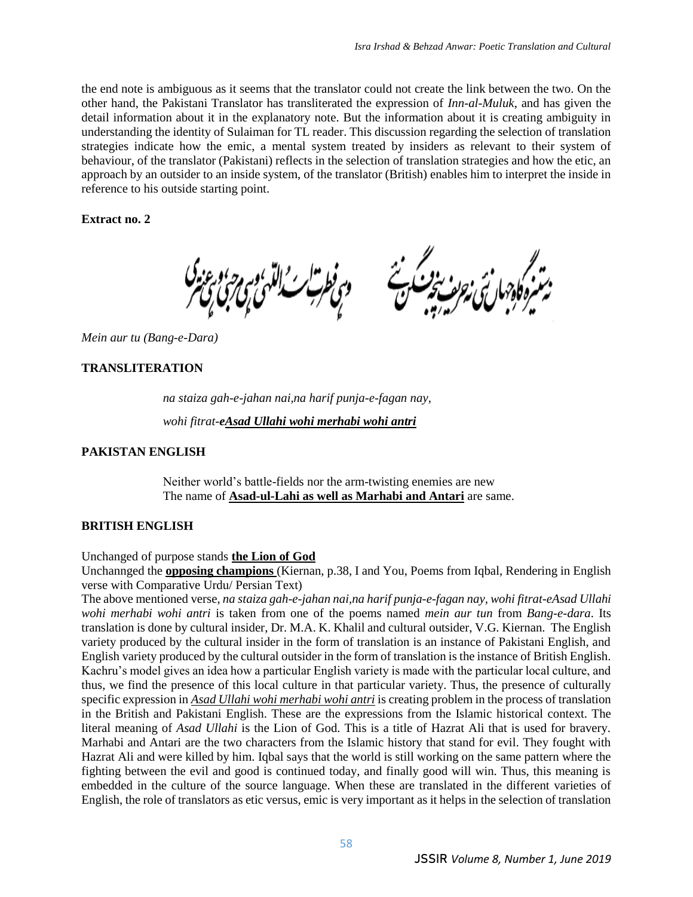the end note is ambiguous as it seems that the translator could not create the link between the two. On the other hand, the Pakistani Translator has transliterated the expression of *Inn-al-Muluk*, and has given the detail information about it in the explanatory note. But the information about it is creating ambiguity in understanding the identity of Sulaiman for TL reader. This discussion regarding the selection of translation strategies indicate how the emic, a mental system treated by insiders as relevant to their system of behaviour, of the translator (Pakistani) reflects in the selection of translation strategies and how the etic, an approach by an outsider to an inside system, of the translator (British) enables him to interpret the inside in reference to his outside starting point.

**Extract no. 2**

نہ ستیزہ گاہ جہاں نئی نہ حریف پنجہ فگن نئے     وہی فطرت اسد اللّہی وہی مرحبی وہی عنتری

*Mein aur tu (Bang-e-Dara)*

**TRANSLITERATION**

*na staiza gah-e-jahan nai,na harif punja-e-fagan nay,*

*wohi fitrat-**eAsad Ullahi wohi merhabi wohi antri***

**PAKISTAN ENGLISH**

Neither world's battle-fields nor the arm-twisting enemies are new
The name of **Asad-ul-Lahi as well as Marhabi and Antari** are same.

**BRITISH ENGLISH**

Unchanged of purpose stands **the Lion of God**
Unchannged the **opposing champions** (Kiernan, p.38, I and You, Poems from Iqbal, Rendering in English verse with Comparative Urdu/ Persian Text)

The above mentioned verse, *na staiza gah-e-jahan nai,na harif punja-e-fagan nay, wohi fitrat-eAsad Ullahi wohi merhabi wohi antri* is taken from one of the poems named *mein aur tun* from *Bang-e-dara*. Its translation is done by cultural insider, Dr. M.A. K. Khalil and cultural outsider, V.G. Kiernan. The English variety produced by the cultural insider in the form of translation is an instance of Pakistani English, and English variety produced by the cultural outsider in the form of translation is the instance of British English. Kachru's model gives an idea how a particular English variety is made with the particular local culture, and thus, we find the presence of this local culture in that particular variety. Thus, the presence of culturally specific expression in *Asad Ullahi wohi merhabi wohi antri* is creating problem in the process of translation in the British and Pakistani English. These are the expressions from the Islamic historical context. The literal meaning of *Asad Ullahi* is the Lion of God. This is a title of Hazrat Ali that is used for bravery. Marhabi and Antari are the two characters from the Islamic history that stand for evil. They fought with Hazrat Ali and were killed by him. Iqbal says that the world is still working on the same pattern where the fighting between the evil and good is continued today, and finally good will win. Thus, this meaning is embedded in the culture of the source language. When these are translated in the different varieties of English, the role of translators as etic versus, emic is very important as it helps in the selection of translation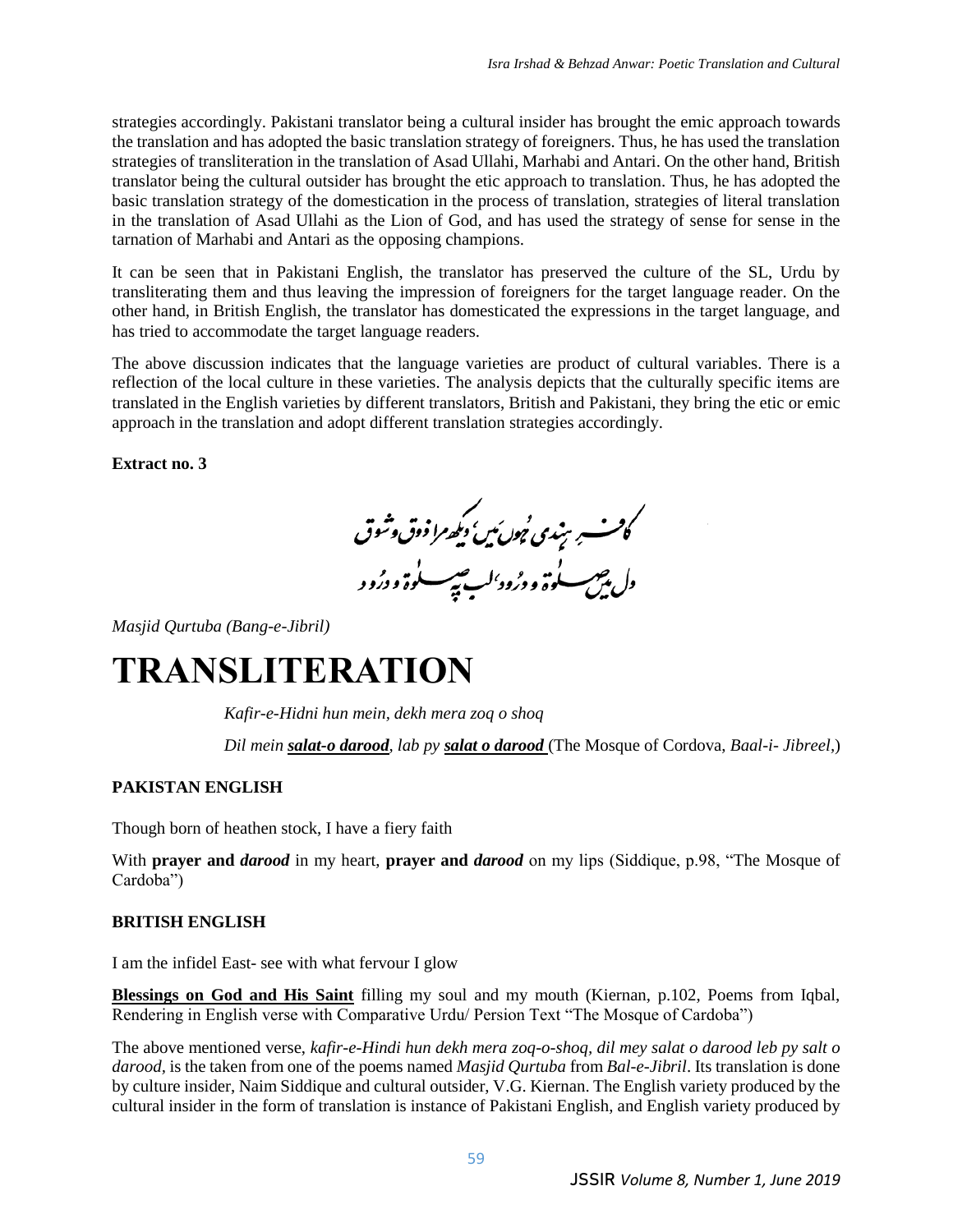strategies accordingly. Pakistani translator being a cultural insider has brought the emic approach towards the translation and has adopted the basic translation strategy of foreigners. Thus, he has used the translation strategies of transliteration in the translation of Asad Ullahi, Marhabi and Antari. On the other hand, British translator being the cultural outsider has brought the etic approach to translation. Thus, he has adopted the basic translation strategy of the domestication in the process of translation, strategies of literal translation in the translation of Asad Ullahi as the Lion of God, and has used the strategy of sense for sense in the tarnation of Marhabi and Antari as the opposing champions.

It can be seen that in Pakistani English, the translator has preserved the culture of the SL, Urdu by transliterating them and thus leaving the impression of foreigners for the target language reader. On the other hand, in British English, the translator has domesticated the expressions in the target language, and has tried to accommodate the target language readers.

The above discussion indicates that the language varieties are product of cultural variables. There is a reflection of the local culture in these varieties. The analysis depicts that the culturally specific items are translated in the English varieties by different translators, British and Pakistani, they bring the etic or emic approach in the translation and adopt different translation strategies accordingly.

**Extract no. 3**

کافرِ ہندی ہوں میں، دیکھ مرا ذوق و شوق
دل میں صلوٰۃ و درود، لب پہ صلوٰۃ و درود

*Masjid Qurtuba (Bang-e-Jibril)*

# TRANSLITERATION

*Kafir-e-Hidni hun mein, dek​h mera zoq o shoq*

*Dil mein **salat-o darood**, lab py **salat o darood*** (The Mosque of Cordova, *Baal-i- Jibreel,*)

**PAKISTAN ENGLISH**

Though born of heathen stock, I have a fiery faith

With **prayer and *darood*** in my heart, **prayer and *darood*** on my lips (Siddique, p.98, "The Mosque of Cardoba")

**BRITISH ENGLISH**

I am the infidel East- see with what fervour I glow

**Blessings on God and His Saint** filling my soul and my mouth (Kiernan, p.102, Poems from Iqbal, Rendering in English verse with Comparative Urdu/ Persion Text "The Mosque of Cardoba")

The above mentioned verse, *kafir-e-Hindi hun dekh mera zoq-o-shoq, dil mey salat o darood leb py salt o darood*, is the taken from one of the poems named *Masjid Qurtuba* from *Bal-e-Jibril*. Its translation is done by culture insider, Naim Siddique and cultural outsider, V.G. Kiernan. The English variety produced by the cultural insider in the form of translation is instance of Pakistani English, and English variety produced by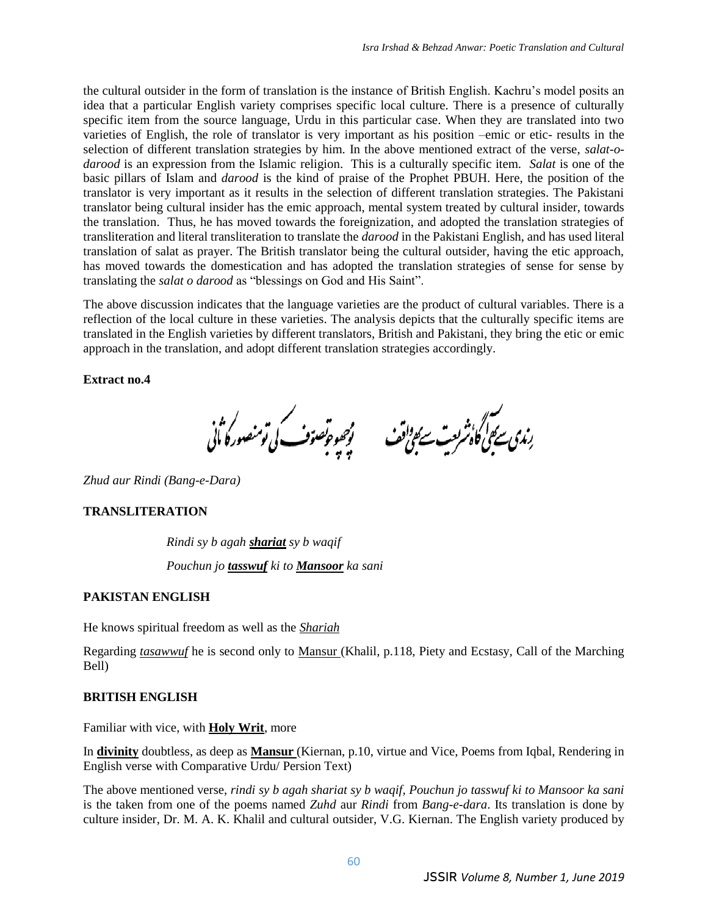the cultural outsider in the form of translation is the instance of British English. Kachru's model posits an idea that a particular English variety comprises specific local culture. There is a presence of culturally specific item from the source language, Urdu in this particular case. When they are translated into two varieties of English, the role of translator is very important as his position –emic or etic- results in the selection of different translation strategies by him. In the above mentioned extract of the verse, *salat-o-darood* is an expression from the Islamic religion. This is a culturally specific item. *Salat* is one of the basic pillars of Islam and *darood* is the kind of praise of the Prophet PBUH. Here, the position of the translator is very important as it results in the selection of different translation strategies. The Pakistani translator being cultural insider has the emic approach, mental system treated by cultural insider, towards the translation. Thus, he has moved towards the foreignization, and adopted the translation strategies of transliteration and literal transliteration to translate the *darood* in the Pakistani English, and has used literal translation of salat as prayer. The British translator being the cultural outsider, having the etic approach, has moved towards the domestication and has adopted the translation strategies of sense for sense by translating the *salat o darood* as "blessings on God and His Saint".

The above discussion indicates that the language varieties are the product of cultural variables. There is a reflection of the local culture in these varieties. The analysis depicts that the culturally specific items are translated in the English varieties by different translators, British and Pakistani, they bring the etic or emic approach in the translation, and adopt different translation strategies accordingly.

**Extract no.4**

رندی سے بھی آگاہ شریعت سے بھی واقف &nbsp;&nbsp;&nbsp;&nbsp; پُوچھو جو تصوّف کی تو منصور کا ثانی

*Zhud aur Rindi (Bang-e-Dara)*

**TRANSLITERATION**

*Rindi sy b agah **shariat** sy b waqif*

*Pouchun jo **tasswuf** ki to **Mansoor** ka sani*

**PAKISTAN ENGLISH**

He knows spiritual freedom as well as the *Shariah*

Regarding *tasawwuf* he is second only to Mansur (Khalil, p.118, Piety and Ecstasy, Call of the Marching Bell)

**BRITISH ENGLISH**

Familiar with vice, with **Holy Writ**, more

In **divinity** doubtless, as deep as **Mansur** (Kiernan, p.10, virtue and Vice, Poems from Iqbal, Rendering in English verse with Comparative Urdu/ Persion Text)

The above mentioned verse, *rindi sy b agah shariat sy b waqif, Pouchun jo tasswuf ki to Mansoor ka sani* is the taken from one of the poems named *Zuhd* aur *Rindi* from *Bang-e-dara*. Its translation is done by culture insider, Dr. M. A. K. Khalil and cultural outsider, V.G. Kiernan. The English variety produced by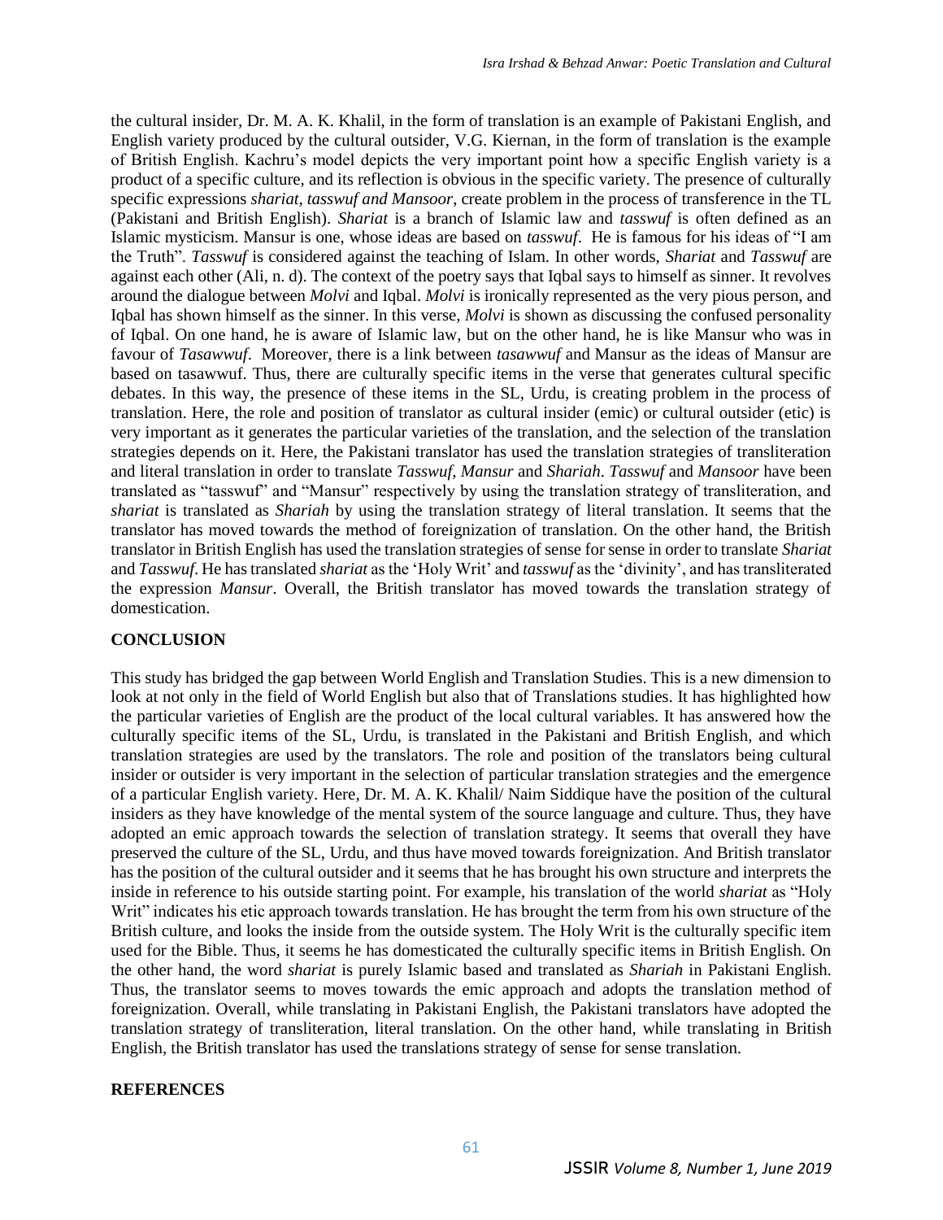the cultural insider, Dr. M. A. K. Khalil, in the form of translation is an example of Pakistani English, and English variety produced by the cultural outsider, V.G. Kiernan, in the form of translation is the example of British English. Kachru's model depicts the very important point how a specific English variety is a product of a specific culture, and its reflection is obvious in the specific variety. The presence of culturally specific expressions *shariat, tasswuf and Mansoor*, create problem in the process of transference in the TL (Pakistani and British English). *Shariat* is a branch of Islamic law and *tasswuf* is often defined as an Islamic mysticism. Mansur is one, whose ideas are based on *tasswuf*. He is famous for his ideas of "I am the Truth". *Tasswuf* is considered against the teaching of Islam. In other words, *Shariat* and *Tasswuf* are against each other (Ali, n. d). The context of the poetry says that Iqbal says to himself as sinner. It revolves around the dialogue between *Molvi* and Iqbal. *Molvi* is ironically represented as the very pious person, and Iqbal has shown himself as the sinner. In this verse, *Molvi* is shown as discussing the confused personality of Iqbal. On one hand, he is aware of Islamic law, but on the other hand, he is like Mansur who was in favour of *Tasawwuf*. Moreover, there is a link between *tasawwuf* and Mansur as the ideas of Mansur are based on tasawwuf. Thus, there are culturally specific items in the verse that generates cultural specific debates. In this way, the presence of these items in the SL, Urdu, is creating problem in the process of translation. Here, the role and position of translator as cultural insider (emic) or cultural outsider (etic) is very important as it generates the particular varieties of the translation, and the selection of the translation strategies depends on it. Here, the Pakistani translator has used the translation strategies of transliteration and literal translation in order to translate *Tasswuf*, *Mansur* and *Shariah*. *Tasswuf* and *Mansoor* have been translated as "tasswuf" and "Mansur" respectively by using the translation strategy of transliteration, and *shariat* is translated as *Shariah* by using the translation strategy of literal translation. It seems that the translator has moved towards the method of foreignization of translation. On the other hand, the British translator in British English has used the translation strategies of sense for sense in order to translate *Shariat* and *Tasswuf*. He has translated *shariat* as the 'Holy Writ' and *tasswuf* as the 'divinity', and has transliterated the expression *Mansur*. Overall, the British translator has moved towards the translation strategy of domestication.

## CONCLUSION

This study has bridged the gap between World English and Translation Studies. This is a new dimension to look at not only in the field of World English but also that of Translations studies. It has highlighted how the particular varieties of English are the product of the local cultural variables. It has answered how the culturally specific items of the SL, Urdu, is translated in the Pakistani and British English, and which translation strategies are used by the translators. The role and position of the translators being cultural insider or outsider is very important in the selection of particular translation strategies and the emergence of a particular English variety. Here, Dr. M. A. K. Khalil/ Naim Siddique have the position of the cultural insiders as they have knowledge of the mental system of the source language and culture. Thus, they have adopted an emic approach towards the selection of translation strategy. It seems that overall they have preserved the culture of the SL, Urdu, and thus have moved towards foreignization. And British translator has the position of the cultural outsider and it seems that he has brought his own structure and interprets the inside in reference to his outside starting point. For example, his translation of the world *shariat* as "Holy Writ" indicates his etic approach towards translation. He has brought the term from his own structure of the British culture, and looks the inside from the outside system. The Holy Writ is the culturally specific item used for the Bible. Thus, it seems he has domesticated the culturally specific items in British English. On the other hand, the word *shariat* is purely Islamic based and translated as *Shariah* in Pakistani English. Thus, the translator seems to moves towards the emic approach and adopts the translation method of foreignization. Overall, while translating in Pakistani English, the Pakistani translators have adopted the translation strategy of transliteration, literal translation. On the other hand, while translating in British English, the British translator has used the translations strategy of sense for sense translation.

## REFERENCES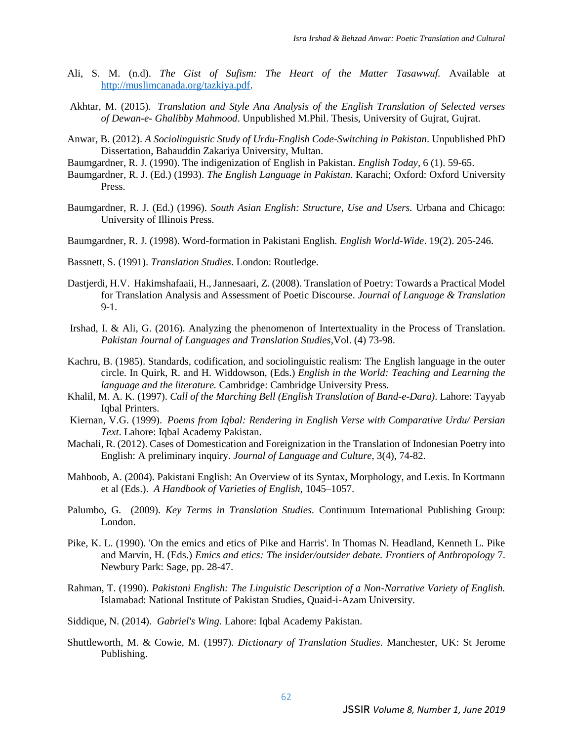Ali, S. M. (n.d). *The Gist of Sufism: The Heart of the Matter Tasawwuf.* Available at http://muslimcanada.org/tazkiya.pdf.

Akhtar, M. (2015). *Translation and Style Ana Analysis of the English Translation of Selected verses of Dewan-e- Ghalibby Mahmood*. Unpublished M.Phil. Thesis, University of Gujrat, Gujrat.

Anwar, B. (2012). *A Sociolinguistic Study of Urdu-English Code-Switching in Pakistan*. Unpublished PhD Dissertation, Bahauddin Zakariya University, Multan.

Baumgardner, R. J. (1990). The indigenization of English in Pakistan. *English Today*, 6 (1). 59-65.

Baumgardner, R. J. (Ed.) (1993). *The English Language in Pakistan*. Karachi; Oxford: Oxford University Press.

Baumgardner, R. J. (Ed.) (1996). *South Asian English: Structure, Use and Users.* Urbana and Chicago: University of Illinois Press.

Baumgardner, R. J. (1998). Word-formation in Pakistani English. *English World-Wide*. 19(2). 205-246.

Bassnett, S. (1991). *Translation Studies*. London: Routledge.

Dastjerdi, H.V. Hakimshafaaii, H., Jannesaari, Z. (2008). Translation of Poetry: Towards a Practical Model for Translation Analysis and Assessment of Poetic Discourse. *Journal of Language & Translation* 9-1.

Irshad, I. & Ali, G. (2016). Analyzing the phenomenon of Intertextuality in the Process of Translation. *Pakistan Journal of Languages and Translation Studies*,Vol. (4) 73-98.

Kachru, B. (1985). Standards, codification, and sociolinguistic realism: The English language in the outer circle. In Quirk, R. and H. Widdowson, (Eds.) *English in the World: Teaching and Learning the language and the literature.* Cambridge: Cambridge University Press.

Khalil, M. A. K. (1997). *Call of the Marching Bell (English Translation of Band-e-Dara)*. Lahore: Tayyab Iqbal Printers.

Kiernan, V.G. (1999). *Poems from Iqbal: Rendering in English Verse with Comparative Urdu/ Persian Text*. Lahore: Iqbal Academy Pakistan.

Machali, R. (2012). Cases of Domestication and Foreignization in the Translation of Indonesian Poetry into English: A preliminary inquiry. *Journal of Language and Culture*, 3(4), 74-82.

Mahboob, A. (2004). Pakistani English: An Overview of its Syntax, Morphology, and Lexis. In Kortmann et al (Eds.). *A Handbook of Varieties of English*, 1045–1057.

Palumbo, G. (2009). *Key Terms in Translation Studies*. Continuum International Publishing Group: London.

Pike, K. L. (1990). 'On the emics and etics of Pike and Harris'. In Thomas N. Headland, Kenneth L. Pike and Marvin, H. (Eds.) *Emics and etics: The insider/outsider debate. Frontiers of Anthropology* 7. Newbury Park: Sage, pp. 28-47.

Rahman, T. (1990). *Pakistani English: The Linguistic Description of a Non-Narrative Variety of English.* Islamabad: National Institute of Pakistan Studies, Quaid-i-Azam University.

Siddique, N. (2014). *Gabriel's Wing.* Lahore: Iqbal Academy Pakistan.

Shuttleworth, M. & Cowie, M. (1997). *Dictionary of Translation Studies*. Manchester, UK: St Jerome Publishing.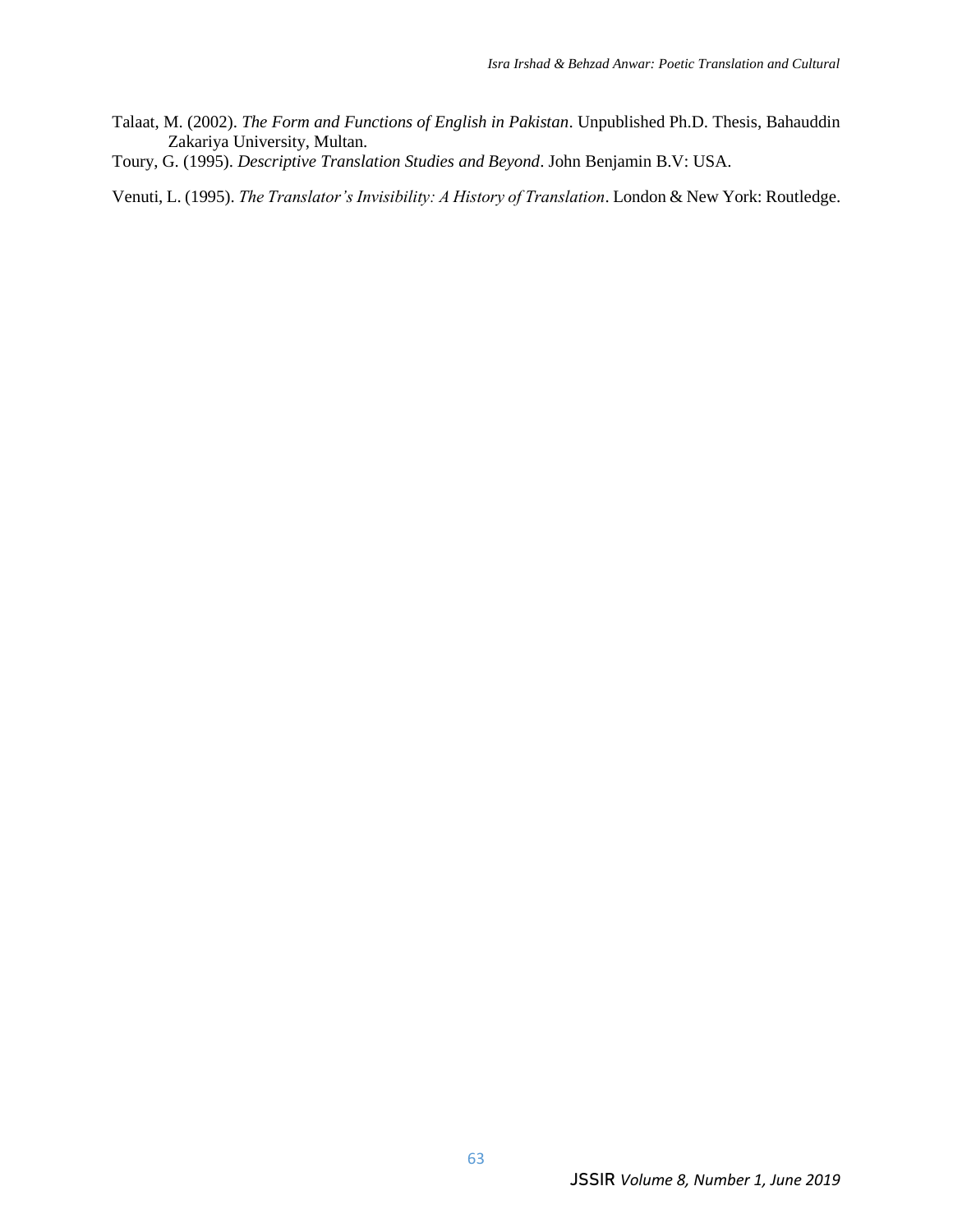Talaat, M. (2002). *The Form and Functions of English in Pakistan*. Unpublished Ph.D. Thesis, Bahauddin Zakariya University, Multan.

Toury, G. (1995). *Descriptive Translation Studies and Beyond*. John Benjamin B.V: USA.

Venuti, L. (1995). *The Translator's Invisibility: A History of Translation*. London & New York: Routledge.